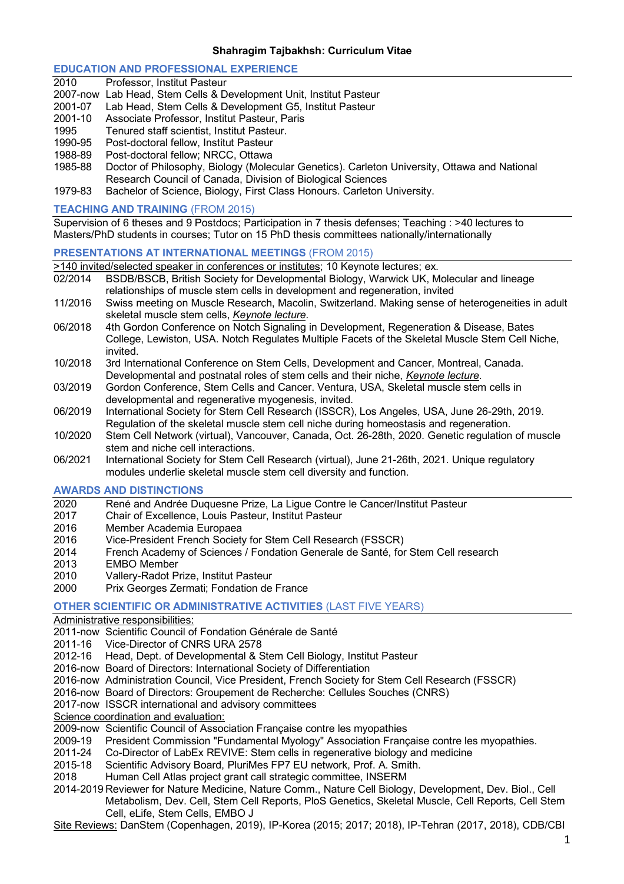# Shahragim Tajbakhsh: Curriculum Vitae

## EDUCATION AND PROFESSIONAL EXPERIENCE

- 2010 Professor, Institut Pasteur
- 2007-now Lab Head, Stem Cells & Development Unit, Institut Pasteur
- 2001-07 Lab Head, Stem Cells & Development G5, Institut Pasteur
- 2001-10 Associate Professor, Institut Pasteur, Paris
- 1995 Tenured staff scientist, Institut Pasteur.
- 1990-95 Post-doctoral fellow, Institut Pasteur
- 1988-89 Post-doctoral fellow; NRCC, Ottawa
- 1985-88 Doctor of Philosophy, Biology (Molecular Genetics). Carleton University, Ottawa and National Research Council of Canada, Division of Biological Sciences
- 1979-83 Bachelor of Science, Biology, First Class Honours. Carleton University.

## TEACHING AND TRAINING (FROM 2015)

Supervision of 6 theses and 9 Postdocs; Participation in 7 thesis defenses; Teaching : >40 lectures to Masters/PhD students in courses; Tutor on 15 PhD thesis committees nationally/internationally

## PRESENTATIONS AT INTERNATIONAL MEETINGS (FROM 2015)

>140 invited/selected speaker in conferences or institutes; 10 Keynote lectures; ex.

- 02/2014 BSDB/BSCB, British Society for Developmental Biology, Warwick UK, Molecular and lineage relationships of muscle stem cells in development and regeneration, invited
- 11/2016 Swiss meeting on Muscle Research, Macolin, Switzerland. Making sense of heterogeneities in adult skeletal muscle stem cells, *Keynote lecture*.
- 06/2018 4th Gordon Conference on Notch Signaling in Development, Regeneration & Disease, Bates College, Lewiston, USA. Notch Regulates Multiple Facets of the Skeletal Muscle Stem Cell Niche, invited.
- 10/2018 3rd International Conference on Stem Cells, Development and Cancer, Montreal, Canada. Developmental and postnatal roles of stem cells and their niche, *Keynote lecture*.
- 03/2019 Gordon Conference, Stem Cells and Cancer. Ventura, USA, Skeletal muscle stem cells in developmental and regenerative myogenesis, invited.
- 06/2019 International Society for Stem Cell Research (ISSCR), Los Angeles, USA, June 26-29th, 2019. Regulation of the skeletal muscle stem cell niche during homeostasis and regeneration.
- 10/2020 Stem Cell Network (virtual), Vancouver, Canada, Oct. 26-28th, 2020. Genetic regulation of muscle stem and niche cell interactions.
- 06/2021 International Society for Stem Cell Research (virtual), June 21-26th, 2021. Unique regulatory modules underlie skeletal muscle stem cell diversity and function.

## AWARDS AND DISTINCTIONS

- 2020 René and Andrée Duquesne Prize, La Ligue Contre le Cancer/Institut Pasteur
- 2017 Chair of Excellence, Louis Pasteur, Institut Pasteur
- 2016 Member Academia Europaea
- 2016 Vice-President French Society for Stem Cell Research (FSSCR)
- 2014 French Academy of Sciences / Fondation Generale de Santé, for Stem Cell research
- 2013 EMBO Member
- 2010 Vallery-Radot Prize, Institut Pasteur
- 2000 Prix Georges Zermati; Fondation de France

## OTHER SCIENTIFIC OR ADMINISTRATIVE ACTIVITIES (LAST FIVE YEARS)

Administrative responsibilities:

- 2011-now Scientific Council of Fondation Générale de Santé
- 2011-16 Vice-Director of CNRS URA 2578
- 2012-16 Head, Dept. of Developmental & Stem Cell Biology, Institut Pasteur
- 2016-now Board of Directors: International Society of Differentiation
- 2016-now Administration Council, Vice President, French Society for Stem Cell Research (FSSCR)
- 2016-now Board of Directors: Groupement de Recherche: Cellules Souches (CNRS)
- 2017-now ISSCR international and advisory committees

Science coordination and evaluation:

- 2009-now Scientific Council of Association Française contre les myopathies
- 2009-19 President Commission "Fundamental Myology" Association Française contre les myopathies.
- 2011-24 Co-Director of LabEx REVIVE: Stem cells in regenerative biology and medicine
- 2015-18 Scientific Advisory Board, PluriMes FP7 EU network, Prof. A. Smith.
- 2018 Human Cell Atlas project grant call strategic committee, INSERM
- 2014-2019 Reviewer for Nature Medicine, Nature Comm., Nature Cell Biology, Development, Dev. Biol., Cell Metabolism, Dev. Cell, Stem Cell Reports, PloS Genetics, Skeletal Muscle, Cell Reports, Cell Stem Cell, eLife, Stem Cells, EMBO J

Site Reviews: DanStem (Copenhagen, 2019), IP-Korea (2015; 2017; 2018), IP-Tehran (2017, 2018), CDB/CBI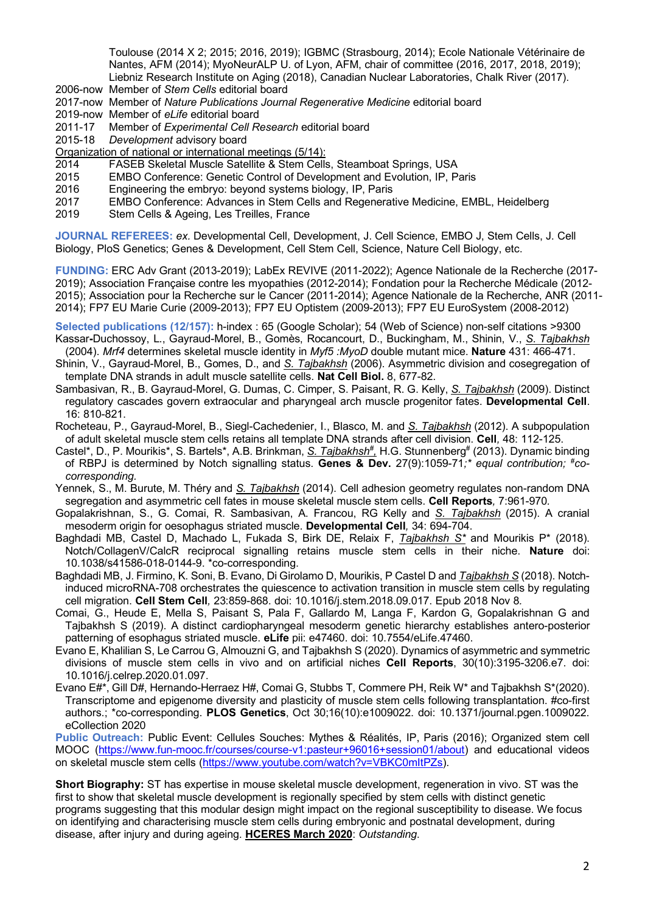Toulouse (2014 X 2; 2015; 2016, 2019); IGBMC (Strasbourg, 2014); Ecole Nationale Vétérinaire de Nantes, AFM (2014); MyoNeurALP U. of Lyon, AFM, chair of committee (2016, 2017, 2018, 2019); Liebniz Research Institute on Aging (2018), Canadian Nuclear Laboratories, Chalk River (2017).

2006-now Member of *Stem Cells* editorial board
2017-now Member of *Nature Publications Journal Regenerative Medicine* editorial board
2019-now Member of *eLife* editorial board
2011-17 Member of *Experimental Cell Research* editorial board
2015-18 *Development* advisory board

Organization of national or international meetings (5/14):

2014 FASEB Skeletal Muscle Satellite & Stem Cells, Steamboat Springs, USA
2015 EMBO Conference: Genetic Control of Development and Evolution, IP, Paris
2016 Engineering the embryo: beyond systems biology, IP, Paris
2017 EMBO Conference: Advances in Stem Cells and Regenerative Medicine, EMBL, Heidelberg
2019 Stem Cells & Ageing, Les Treilles, France

**JOURNAL REFEREES:** *ex.* Developmental Cell, Development, J. Cell Science, EMBO J, Stem Cells, J. Cell Biology, PloS Genetics; Genes & Development, Cell Stem Cell, Science, Nature Cell Biology, etc.

**FUNDING:** ERC Adv Grant (2013-2019); LabEx REVIVE (2011-2022); Agence Nationale de la Recherche (2017-2019); Association Française contre les myopathies (2012-2014); Fondation pour la Recherche Médicale (2012-2015); Association pour la Recherche sur le Cancer (2011-2014); Agence Nationale de la Recherche, ANR (2011-2014); FP7 EU Marie Curie (2009-2013); FP7 EU Optistem (2009-2013); FP7 EU EuroSystem (2008-2012)

**Selected publications (12/157):** h-index : 65 (Google Scholar); 54 (Web of Science) non-self citations >9300

Kassar-Duchossoy, L., Gayraud-Morel, B., Gomès, Rocancourt, D., Buckingham, M., Shinin, V., *S. Tajbakhsh* (2004). *Mrf4* determines skeletal muscle identity in *Myf5 :MyoD* double mutant mice. **Nature** 431: 466-471.

Shinin, V., Gayraud-Morel, B., Gomes, D., and *S. Tajbakhsh* (2006). Asymmetric division and cosegregation of template DNA strands in adult muscle satellite cells. **Nat Cell Biol.** 8, 677-82.

Sambasivan, R., B. Gayraud-Morel, G. Dumas, C. Cimper, S. Paisant, R. G. Kelly, *S. Tajbakhsh* (2009). Distinct regulatory cascades govern extraocular and pharyngeal arch muscle progenitor fates. **Developmental Cell**. 16: 810-821.

Rocheteau, P., Gayraud-Morel, B., Siegl-Cachedenier, I., Blasco, M. and *S. Tajbakhsh* (2012). A subpopulation of adult skeletal muscle stem cells retains all template DNA strands after cell division. **Cell***,* 48: 112-125.

Castel*, D., P. Mourikis*, S. Bartels*, A.B. Brinkman, *S. Tajbakhsh*#*,* H.G. Stunnenberg# (2013). Dynamic binding of RBPJ is determined by Notch signalling status. **Genes & Dev.** 27(9):1059-71*;* equal contribution; #co-corresponding.*

Yennek, S., M. Burute, M. Théry and *S. Tajbakhsh* (2014). Cell adhesion geometry regulates non-random DNA segregation and asymmetric cell fates in mouse skeletal muscle stem cells. **Cell Reports***,* 7:961-970*.*

Gopalakrishnan, S., G. Comai, R. Sambasivan, A. Francou, RG Kelly and *S. Tajbakhsh* (2015). A cranial mesoderm origin for oesophagus striated muscle. **Developmental Cell***,* 34: 694-704.

Baghdadi MB, Castel D, Machado L, Fukada S, Birk DE, Relaix F, *Tajbakhsh S** and Mourikis P* (2018). Notch/CollagenV/CalcR reciprocal signalling retains muscle stem cells in their niche. **Nature** doi: 10.1038/s41586-018-0144-9. *co-corresponding.

Baghdadi MB, J. Firmino, K. Soni, B. Evano, Di Girolamo D, Mourikis, P Castel D and *Tajbakhsh S* (2018). Notch-induced microRNA-708 orchestrates the quiescence to activation transition in muscle stem cells by regulating cell migration. **Cell Stem Cell***,* 23:859-868. doi: 10.1016/j.stem.2018.09.017. Epub 2018 Nov 8*.*

Comai, G., Heude E, Mella S, Paisant S, Pala F, Gallardo M, Langa F, Kardon G, Gopalakrishnan G and Tajbakhsh S (2019). A distinct cardiopharyngeal mesoderm genetic hierarchy establishes antero-posterior patterning of esophagus striated muscle. **eLife** pii: e47460. doi: 10.7554/eLife.47460.

Evano E, Khalilian S, Le Carrou G, Almouzni G, and Tajbakhsh S (2020). Dynamics of asymmetric and symmetric divisions of muscle stem cells in vivo and on artificial niches **Cell Reports**, 30(10):3195-3206.e7. doi: 10.1016/j.celrep.2020.01.097.

Evano E#*, Gill D#, Hernando-Herraez H#, Comai G, Stubbs T, Commere PH, Reik W* and Tajbakhsh S*(2020). Transcriptome and epigenome diversity and plasticity of muscle stem cells following transplantation. #co-first authors.; *co-corresponding. **PLOS Genetics**, Oct 30;16(10):e1009022. doi: 10.1371/journal.pgen.1009022. eCollection 2020

**Public Outreach:** Public Event: Cellules Souches: Mythes & Réalités, IP, Paris (2016); Organized stem cell MOOC (https://www.fun-mooc.fr/courses/course-v1:pasteur+96016+session01/about) and educational videos on skeletal muscle stem cells (https://www.youtube.com/watch?v=VBKC0mltPZs).

**Short Biography:** ST has expertise in mouse skeletal muscle development, regeneration in vivo. ST was the first to show that skeletal muscle development is regionally specified by stem cells with distinct genetic programs suggesting that this modular design might impact on the regional susceptibility to disease. We focus on identifying and characterising muscle stem cells during embryonic and postnatal development, during disease, after injury and during ageing. **HCERES March 2020**: *Outstanding*.